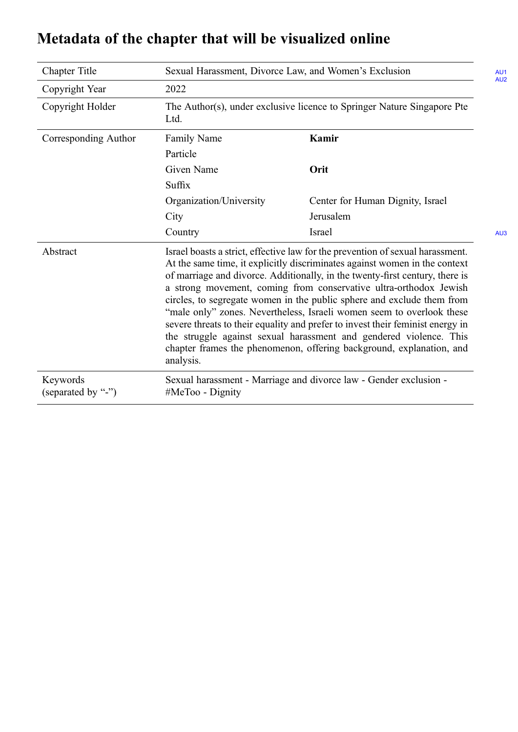# Metadata of the chapter that will be visualized online

| Chapter Title | Sexual Harassment, Divorce Law, and Women's Exclusion | |
|---|---|---|
| Copyright Year | 2022 | |
| Copyright Holder | The Author(s), under exclusive licence to Springer Nature Singapore Pte Ltd. | |
| Corresponding Author | Family Name | **Kamir** |
| | Particle | |
| | Given Name | **Orit** |
| | Suffix | |
| | Organization/University | Center for Human Dignity, Israel |
| | City | Jerusalem |
| | Country | Israel |
| Abstract | Israel boasts a strict, effective law for the prevention of sexual harassment. At the same time, it explicitly discriminates against women in the context of marriage and divorce. Additionally, in the twenty-first century, there is a strong movement, coming from conservative ultra-orthodox Jewish circles, to segregate women in the public sphere and exclude them from "male only" zones. Nevertheless, Israeli women seem to overlook these severe threats to their equality and prefer to invest their feminist energy in the struggle against sexual harassment and gendered violence. This chapter frames the phenomenon, offering background, explanation, and analysis. | |
| Keywords (separated by "-") | Sexual harassment - Marriage and divorce law - Gender exclusion - #MeToo - Dignity | |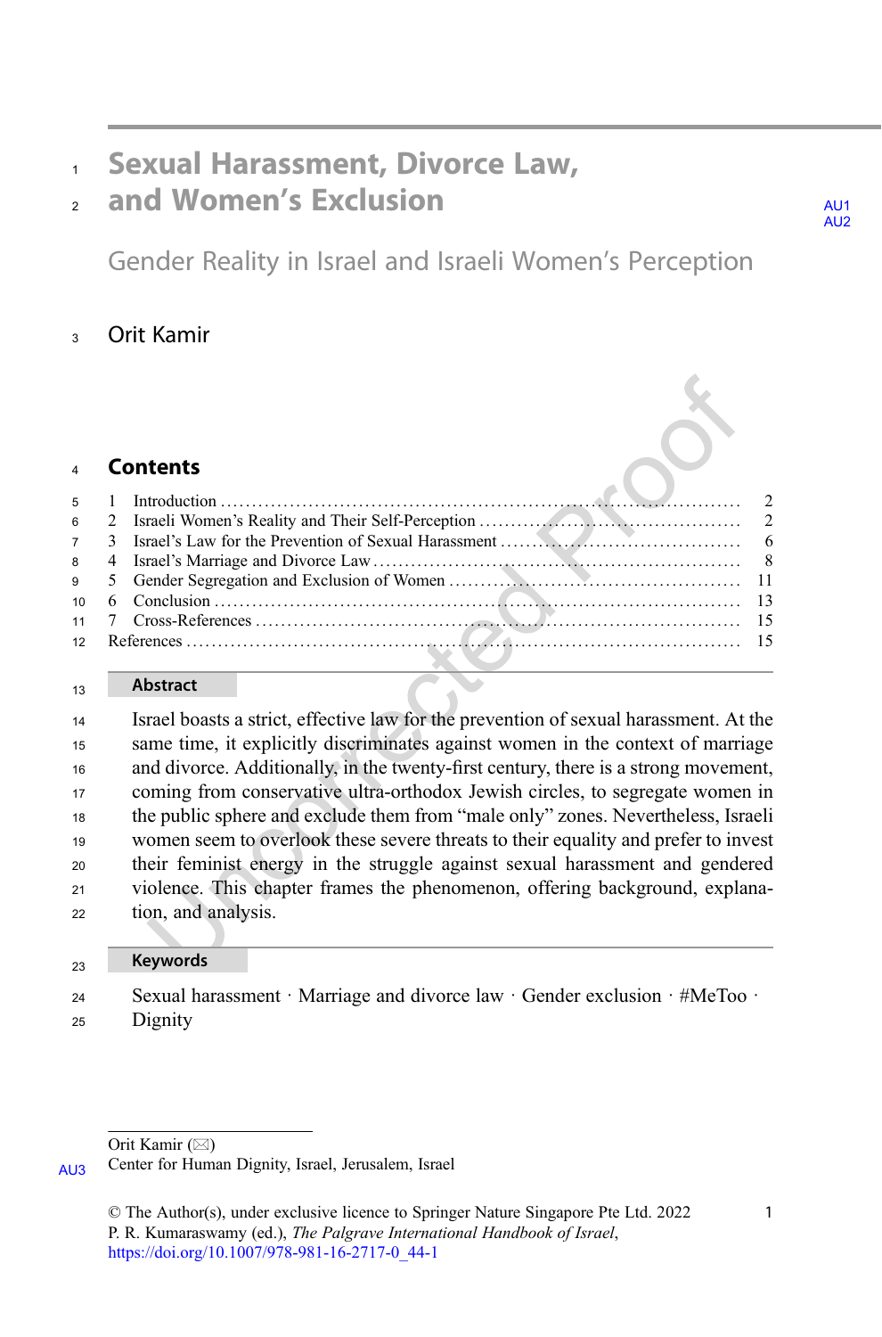# Sexual Harassment, Divorce Law, and Women's Exclusion

## Gender Reality in Israel and Israeli Women's Perception

Orit Kamir

## Contents

| | | |
|---|---|---|
| 1 | Introduction | 2 |
| 2 | Israeli Women's Reality and Their Self-Perception | 2 |
| 3 | Israel's Law for the Prevention of Sexual Harassment | 6 |
| 4 | Israel's Marriage and Divorce Law | 8 |
| 5 | Gender Segregation and Exclusion of Women | 11 |
| 6 | Conclusion | 13 |
| 7 | Cross-References | 15 |
| | References | 15 |

### Abstract

Israel boasts a strict, effective law for the prevention of sexual harassment. At the same time, it explicitly discriminates against women in the context of marriage and divorce. Additionally, in the twenty-first century, there is a strong movement, coming from conservative ultra-orthodox Jewish circles, to segregate women in the public sphere and exclude them from "male only" zones. Nevertheless, Israeli women seem to overlook these severe threats to their equality and prefer to invest their feminist energy in the struggle against sexual harassment and gendered violence. This chapter frames the phenomenon, offering background, explanation, and analysis.

### Keywords

Sexual harassment · Marriage and divorce law · Gender exclusion · #MeToo · Dignity

---

Orit Kamir (✉)
Center for Human Dignity, Israel, Jerusalem, Israel

© The Author(s), under exclusive licence to Springer Nature Singapore Pte Ltd. 2022
P. R. Kumaraswamy (ed.), *The Palgrave International Handbook of Israel*,
https://doi.org/10.1007/978-981-16-2717-0_44-1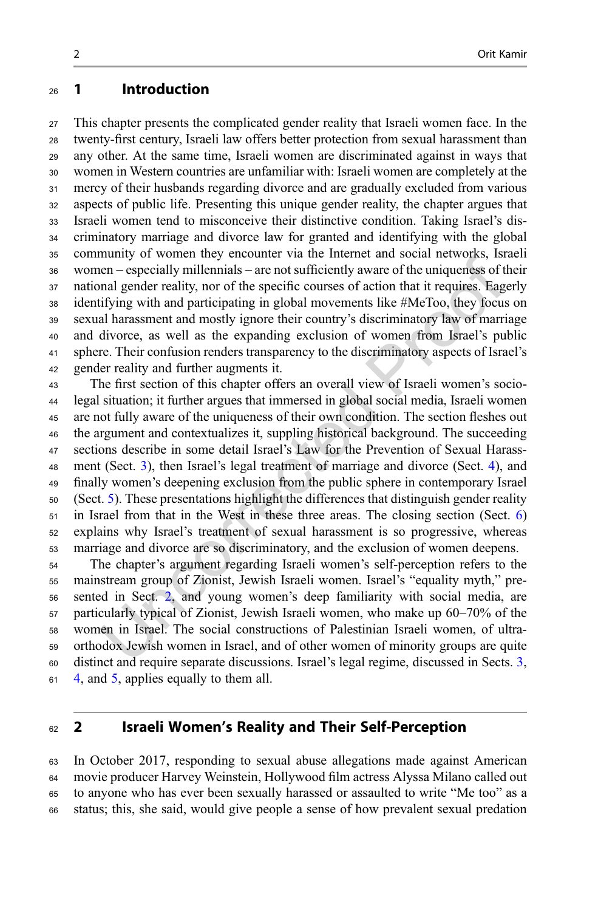## 1 Introduction

This chapter presents the complicated gender reality that Israeli women face. In the twenty-first century, Israeli law offers better protection from sexual harassment than any other. At the same time, Israeli women are discriminated against in ways that women in Western countries are unfamiliar with: Israeli women are completely at the mercy of their husbands regarding divorce and are gradually excluded from various aspects of public life. Presenting this unique gender reality, the chapter argues that Israeli women tend to misconceive their distinctive condition. Taking Israel's discriminatory marriage and divorce law for granted and identifying with the global community of women they encounter via the Internet and social networks, Israeli women – especially millennials – are not sufficiently aware of the uniqueness of their national gender reality, nor of the specific courses of action that it requires. Eagerly identifying with and participating in global movements like #MeToo, they focus on sexual harassment and mostly ignore their country's discriminatory law of marriage and divorce, as well as the expanding exclusion of women from Israel's public sphere. Their confusion renders transparency to the discriminatory aspects of Israel's gender reality and further augments it.

The first section of this chapter offers an overall view of Israeli women's socio-legal situation; it further argues that immersed in global social media, Israeli women are not fully aware of the uniqueness of their own condition. The section fleshes out the argument and contextualizes it, suppling historical background. The succeeding sections describe in some detail Israel's Law for the Prevention of Sexual Harassment (Sect. 3), then Israel's legal treatment of marriage and divorce (Sect. 4), and finally women's deepening exclusion from the public sphere in contemporary Israel (Sect. 5). These presentations highlight the differences that distinguish gender reality in Israel from that in the West in these three areas. The closing section (Sect. 6) explains why Israel's treatment of sexual harassment is so progressive, whereas marriage and divorce are so discriminatory, and the exclusion of women deepens.

The chapter's argument regarding Israeli women's self-perception refers to the mainstream group of Zionist, Jewish Israeli women. Israel's "equality myth," presented in Sect. 2, and young women's deep familiarity with social media, are particularly typical of Zionist, Jewish Israeli women, who make up 60–70% of the women in Israel. The social constructions of Palestinian Israeli women, of ultra-orthodox Jewish women in Israel, and of other women of minority groups are quite distinct and require separate discussions. Israel's legal regime, discussed in Sects. 3, 4, and 5, applies equally to them all.

## 2 Israeli Women's Reality and Their Self-Perception

In October 2017, responding to sexual abuse allegations made against American movie producer Harvey Weinstein, Hollywood film actress Alyssa Milano called out to anyone who has ever been sexually harassed or assaulted to write "Me too" as a status; this, she said, would give people a sense of how prevalent sexual predation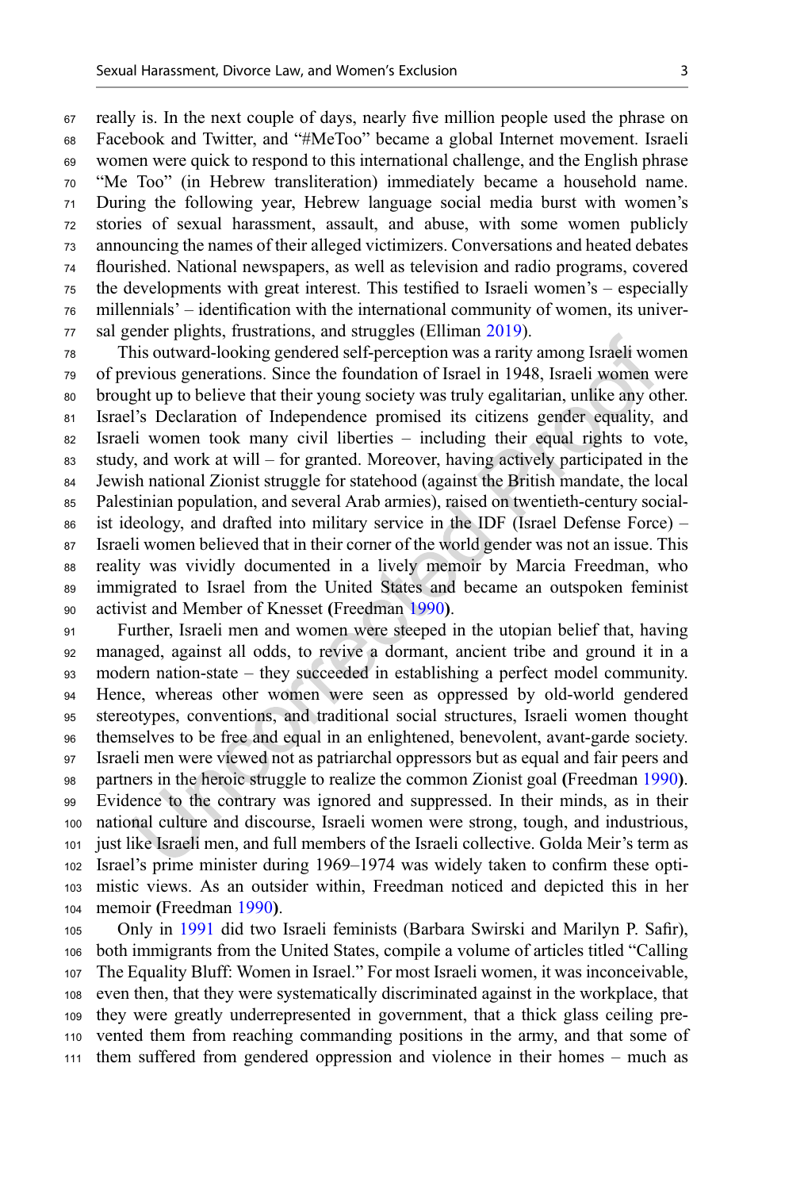really is. In the next couple of days, nearly five million people used the phrase on Facebook and Twitter, and "#MeToo" became a global Internet movement. Israeli women were quick to respond to this international challenge, and the English phrase "Me Too" (in Hebrew transliteration) immediately became a household name. During the following year, Hebrew language social media burst with women's stories of sexual harassment, assault, and abuse, with some women publicly announcing the names of their alleged victimizers. Conversations and heated debates flourished. National newspapers, as well as television and radio programs, covered the developments with great interest. This testified to Israeli women's – especially millennials' – identification with the international community of women, its universal gender plights, frustrations, and struggles (Elliman 2019).

This outward-looking gendered self-perception was a rarity among Israeli women of previous generations. Since the foundation of Israel in 1948, Israeli women were brought up to believe that their young society was truly egalitarian, unlike any other. Israel's Declaration of Independence promised its citizens gender equality, and Israeli women took many civil liberties – including their equal rights to vote, study, and work at will – for granted. Moreover, having actively participated in the Jewish national Zionist struggle for statehood (against the British mandate, the local Palestinian population, and several Arab armies), raised on twentieth-century socialist ideology, and drafted into military service in the IDF (Israel Defense Force) – Israeli women believed that in their corner of the world gender was not an issue. This reality was vividly documented in a lively memoir by Marcia Freedman, who immigrated to Israel from the United States and became an outspoken feminist activist and Member of Knesset (Freedman 1990).

Further, Israeli men and women were steeped in the utopian belief that, having managed, against all odds, to revive a dormant, ancient tribe and ground it in a modern nation-state – they succeeded in establishing a perfect model community. Hence, whereas other women were seen as oppressed by old-world gendered stereotypes, conventions, and traditional social structures, Israeli women thought themselves to be free and equal in an enlightened, benevolent, avant-garde society. Israeli men were viewed not as patriarchal oppressors but as equal and fair peers and partners in the heroic struggle to realize the common Zionist goal (Freedman 1990). Evidence to the contrary was ignored and suppressed. In their minds, as in their national culture and discourse, Israeli women were strong, tough, and industrious, just like Israeli men, and full members of the Israeli collective. Golda Meir's term as Israel's prime minister during 1969–1974 was widely taken to confirm these optimistic views. As an outsider within, Freedman noticed and depicted this in her memoir (Freedman 1990).

Only in 1991 did two Israeli feminists (Barbara Swirski and Marilyn P. Safir), both immigrants from the United States, compile a volume of articles titled "Calling The Equality Bluff: Women in Israel." For most Israeli women, it was inconceivable, even then, that they were systematically discriminated against in the workplace, that they were greatly underrepresented in government, that a thick glass ceiling prevented them from reaching commanding positions in the army, and that some of them suffered from gendered oppression and violence in their homes – much as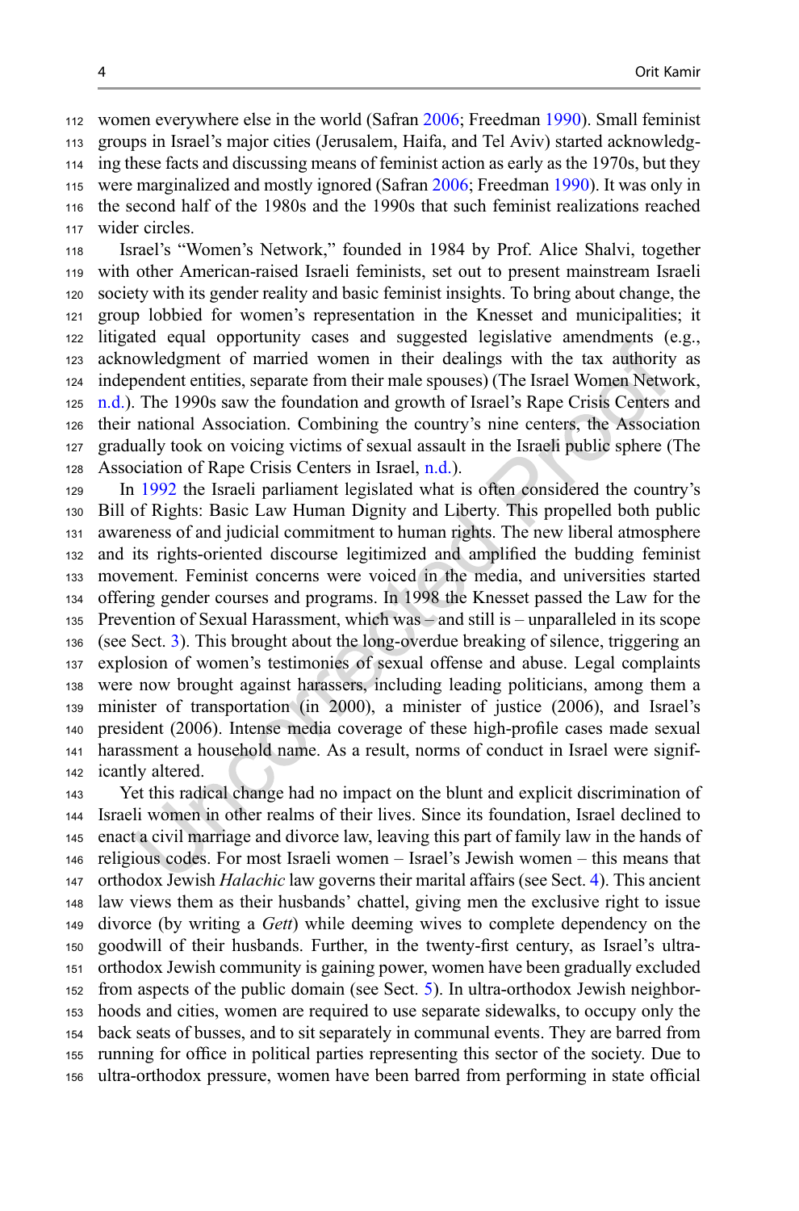women everywhere else in the world (Safran 2006; Freedman 1990). Small feminist groups in Israel's major cities (Jerusalem, Haifa, and Tel Aviv) started acknowledging these facts and discussing means of feminist action as early as the 1970s, but they were marginalized and mostly ignored (Safran 2006; Freedman 1990). It was only in the second half of the 1980s and the 1990s that such feminist realizations reached wider circles.

Israel's "Women's Network," founded in 1984 by Prof. Alice Shalvi, together with other American-raised Israeli feminists, set out to present mainstream Israeli society with its gender reality and basic feminist insights. To bring about change, the group lobbied for women's representation in the Knesset and municipalities; it litigated equal opportunity cases and suggested legislative amendments (e.g., acknowledgment of married women in their dealings with the tax authority as independent entities, separate from their male spouses) (The Israel Women Network, n.d.). The 1990s saw the foundation and growth of Israel's Rape Crisis Centers and their national Association. Combining the country's nine centers, the Association gradually took on voicing victims of sexual assault in the Israeli public sphere (The Association of Rape Crisis Centers in Israel, n.d.).

In 1992 the Israeli parliament legislated what is often considered the country's Bill of Rights: Basic Law Human Dignity and Liberty. This propelled both public awareness of and judicial commitment to human rights. The new liberal atmosphere and its rights-oriented discourse legitimized and amplified the budding feminist movement. Feminist concerns were voiced in the media, and universities started offering gender courses and programs. In 1998 the Knesset passed the Law for the Prevention of Sexual Harassment, which was – and still is – unparalleled in its scope (see Sect. 3). This brought about the long-overdue breaking of silence, triggering an explosion of women's testimonies of sexual offense and abuse. Legal complaints were now brought against harassers, including leading politicians, among them a minister of transportation (in 2000), a minister of justice (2006), and Israel's president (2006). Intense media coverage of these high-profile cases made sexual harassment a household name. As a result, norms of conduct in Israel were significantly altered.

Yet this radical change had no impact on the blunt and explicit discrimination of Israeli women in other realms of their lives. Since its foundation, Israel declined to enact a civil marriage and divorce law, leaving this part of family law in the hands of religious codes. For most Israeli women – Israel's Jewish women – this means that orthodox Jewish *Halachic* law governs their marital affairs (see Sect. 4). This ancient law views them as their husbands' chattel, giving men the exclusive right to issue divorce (by writing a *Gett*) while deeming wives to complete dependency on the goodwill of their husbands. Further, in the twenty-first century, as Israel's ultra-orthodox Jewish community is gaining power, women have been gradually excluded from aspects of the public domain (see Sect. 5). In ultra-orthodox Jewish neighborhoods and cities, women are required to use separate sidewalks, to occupy only the back seats of busses, and to sit separately in communal events. They are barred from running for office in political parties representing this sector of the society. Due to ultra-orthodox pressure, women have been barred from performing in state official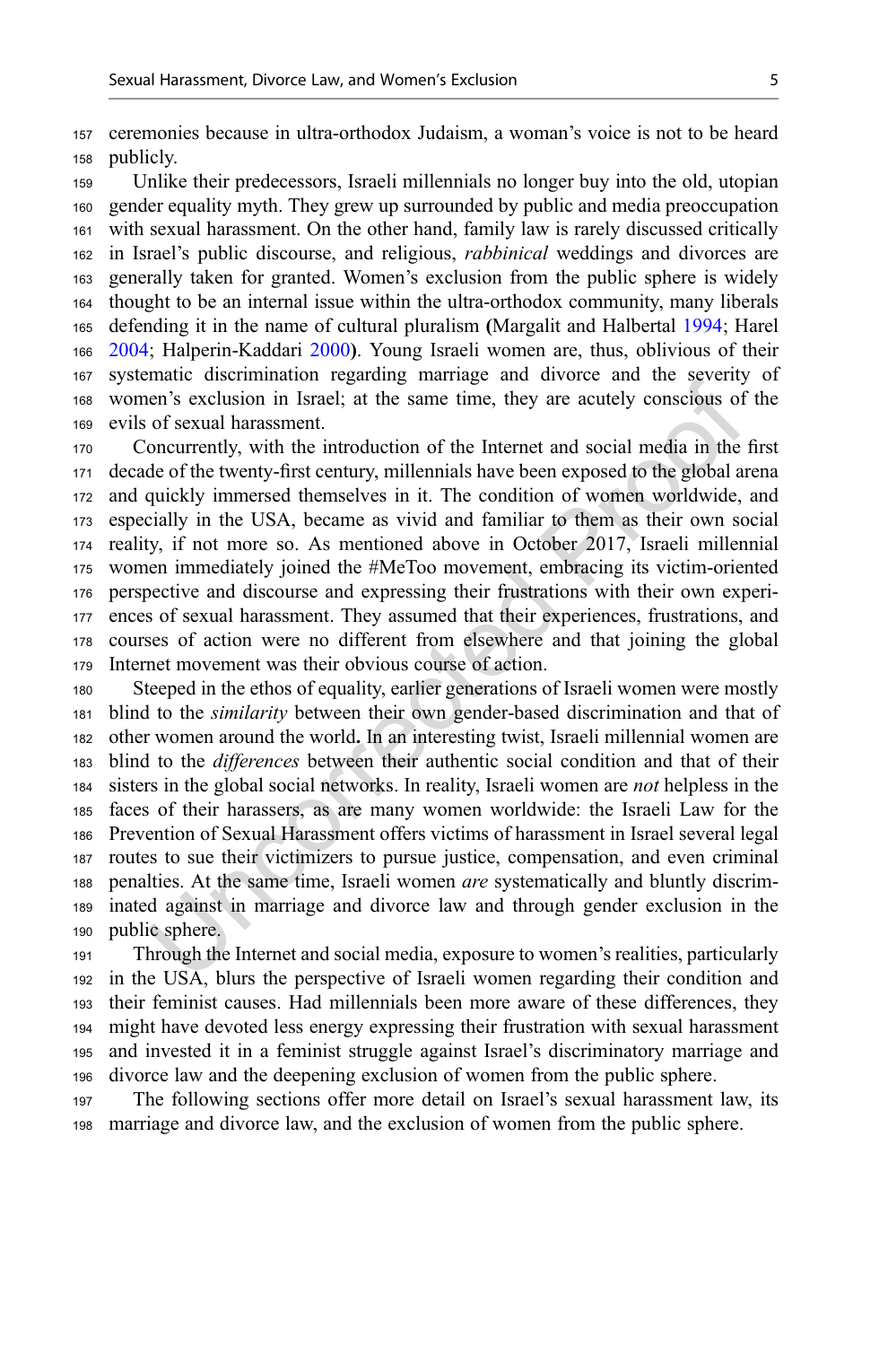ceremonies because in ultra-orthodox Judaism, a woman's voice is not to be heard publicly.

Unlike their predecessors, Israeli millennials no longer buy into the old, utopian gender equality myth. They grew up surrounded by public and media preoccupation with sexual harassment. On the other hand, family law is rarely discussed critically in Israel's public discourse, and religious, *rabbinical* weddings and divorces are generally taken for granted. Women's exclusion from the public sphere is widely thought to be an internal issue within the ultra-orthodox community, many liberals defending it in the name of cultural pluralism **(**Margalit and Halbertal 1994; Harel 2004; Halperin-Kaddari 2000**)**. Young Israeli women are, thus, oblivious of their systematic discrimination regarding marriage and divorce and the severity of women's exclusion in Israel; at the same time, they are acutely conscious of the evils of sexual harassment.

Concurrently, with the introduction of the Internet and social media in the first decade of the twenty-first century, millennials have been exposed to the global arena and quickly immersed themselves in it. The condition of women worldwide, and especially in the USA, became as vivid and familiar to them as their own social reality, if not more so. As mentioned above in October 2017, Israeli millennial women immediately joined the #MeToo movement, embracing its victim-oriented perspective and discourse and expressing their frustrations with their own experiences of sexual harassment. They assumed that their experiences, frustrations, and courses of action were no different from elsewhere and that joining the global Internet movement was their obvious course of action.

Steeped in the ethos of equality, earlier generations of Israeli women were mostly blind to the *similarity* between their own gender-based discrimination and that of other women around the world**.** In an interesting twist, Israeli millennial women are blind to the *differences* between their authentic social condition and that of their sisters in the global social networks. In reality, Israeli women are *not* helpless in the faces of their harassers, as are many women worldwide: the Israeli Law for the Prevention of Sexual Harassment offers victims of harassment in Israel several legal routes to sue their victimizers to pursue justice, compensation, and even criminal penalties. At the same time, Israeli women *are* systematically and bluntly discriminated against in marriage and divorce law and through gender exclusion in the public sphere.

Through the Internet and social media, exposure to women's realities, particularly in the USA, blurs the perspective of Israeli women regarding their condition and their feminist causes. Had millennials been more aware of these differences, they might have devoted less energy expressing their frustration with sexual harassment and invested it in a feminist struggle against Israel's discriminatory marriage and divorce law and the deepening exclusion of women from the public sphere.

The following sections offer more detail on Israel's sexual harassment law, its marriage and divorce law, and the exclusion of women from the public sphere.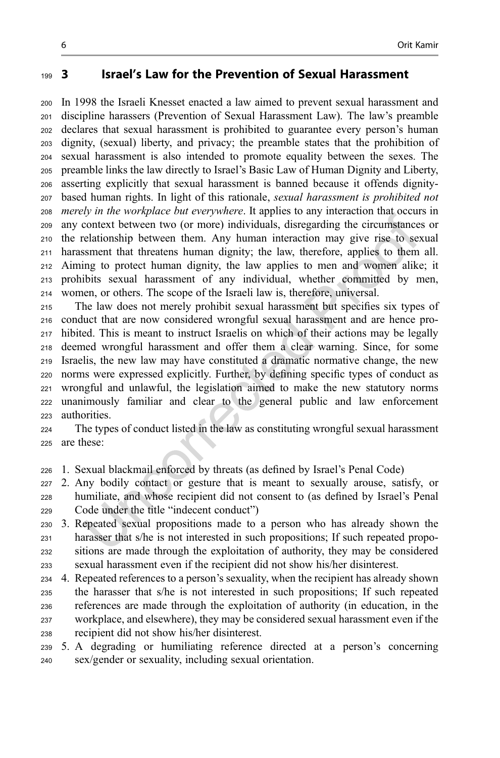## 3 Israel's Law for the Prevention of Sexual Harassment

In 1998 the Israeli Knesset enacted a law aimed to prevent sexual harassment and discipline harassers (Prevention of Sexual Harassment Law). The law's preamble declares that sexual harassment is prohibited to guarantee every person's human dignity, (sexual) liberty, and privacy; the preamble states that the prohibition of sexual harassment is also intended to promote equality between the sexes. The preamble links the law directly to Israel's Basic Law of Human Dignity and Liberty, asserting explicitly that sexual harassment is banned because it offends dignity-based human rights. In light of this rationale, *sexual harassment is prohibited not merely in the workplace but everywhere*. It applies to any interaction that occurs in any context between two (or more) individuals, disregarding the circumstances or the relationship between them. Any human interaction may give rise to sexual harassment that threatens human dignity; the law, therefore, applies to them all. Aiming to protect human dignity, the law applies to men and women alike; it prohibits sexual harassment of any individual, whether committed by men, women, or others. The scope of the Israeli law is, therefore, universal.

The law does not merely prohibit sexual harassment but specifies six types of conduct that are now considered wrongful sexual harassment and are hence prohibited. This is meant to instruct Israelis on which of their actions may be legally deemed wrongful harassment and offer them a clear warning. Since, for some Israelis, the new law may have constituted a dramatic normative change, the new norms were expressed explicitly. Further, by defining specific types of conduct as wrongful and unlawful, the legislation aimed to make the new statutory norms unanimously familiar and clear to the general public and law enforcement authorities.

The types of conduct listed in the law as constituting wrongful sexual harassment are these:

1. Sexual blackmail enforced by threats (as defined by Israel's Penal Code)
2. Any bodily contact or gesture that is meant to sexually arouse, satisfy, or humiliate, and whose recipient did not consent to (as defined by Israel's Penal Code under the title "indecent conduct")
3. Repeated sexual propositions made to a person who has already shown the harasser that s/he is not interested in such propositions; If such repeated propositions are made through the exploitation of authority, they may be considered sexual harassment even if the recipient did not show his/her disinterest.
4. Repeated references to a person's sexuality, when the recipient has already shown the harasser that s/he is not interested in such propositions; If such repeated references are made through the exploitation of authority (in education, in the workplace, and elsewhere), they may be considered sexual harassment even if the recipient did not show his/her disinterest.
5. A degrading or humiliating reference directed at a person's concerning sex/gender or sexuality, including sexual orientation.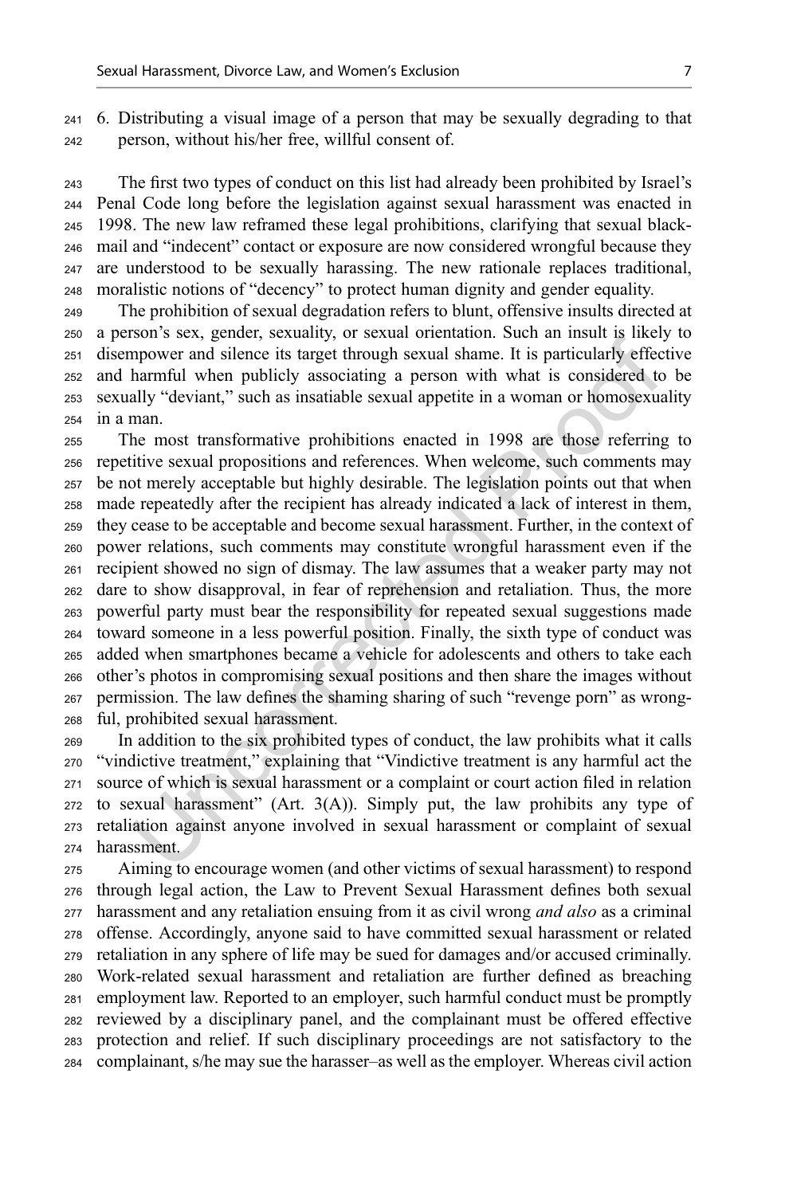6. Distributing a visual image of a person that may be sexually degrading to that person, without his/her free, willful consent of.

The first two types of conduct on this list had already been prohibited by Israel's Penal Code long before the legislation against sexual harassment was enacted in 1998. The new law reframed these legal prohibitions, clarifying that sexual blackmail and "indecent" contact or exposure are now considered wrongful because they are understood to be sexually harassing. The new rationale replaces traditional, moralistic notions of "decency" to protect human dignity and gender equality.

The prohibition of sexual degradation refers to blunt, offensive insults directed at a person's sex, gender, sexuality, or sexual orientation. Such an insult is likely to disempower and silence its target through sexual shame. It is particularly effective and harmful when publicly associating a person with what is considered to be sexually "deviant," such as insatiable sexual appetite in a woman or homosexuality in a man.

The most transformative prohibitions enacted in 1998 are those referring to repetitive sexual propositions and references. When welcome, such comments may be not merely acceptable but highly desirable. The legislation points out that when made repeatedly after the recipient has already indicated a lack of interest in them, they cease to be acceptable and become sexual harassment. Further, in the context of power relations, such comments may constitute wrongful harassment even if the recipient showed no sign of dismay. The law assumes that a weaker party may not dare to show disapproval, in fear of reprehension and retaliation. Thus, the more powerful party must bear the responsibility for repeated sexual suggestions made toward someone in a less powerful position. Finally, the sixth type of conduct was added when smartphones became a vehicle for adolescents and others to take each other's photos in compromising sexual positions and then share the images without permission. The law defines the shaming sharing of such "revenge porn" as wrongful, prohibited sexual harassment.

In addition to the six prohibited types of conduct, the law prohibits what it calls "vindictive treatment," explaining that "Vindictive treatment is any harmful act the source of which is sexual harassment or a complaint or court action filed in relation to sexual harassment" (Art. 3(A)). Simply put, the law prohibits any type of retaliation against anyone involved in sexual harassment or complaint of sexual harassment.

Aiming to encourage women (and other victims of sexual harassment) to respond through legal action, the Law to Prevent Sexual Harassment defines both sexual harassment and any retaliation ensuing from it as civil wrong *and also* as a criminal offense. Accordingly, anyone said to have committed sexual harassment or related retaliation in any sphere of life may be sued for damages and/or accused criminally. Work-related sexual harassment and retaliation are further defined as breaching employment law. Reported to an employer, such harmful conduct must be promptly reviewed by a disciplinary panel, and the complainant must be offered effective protection and relief. If such disciplinary proceedings are not satisfactory to the complainant, s/he may sue the harasser–as well as the employer. Whereas civil action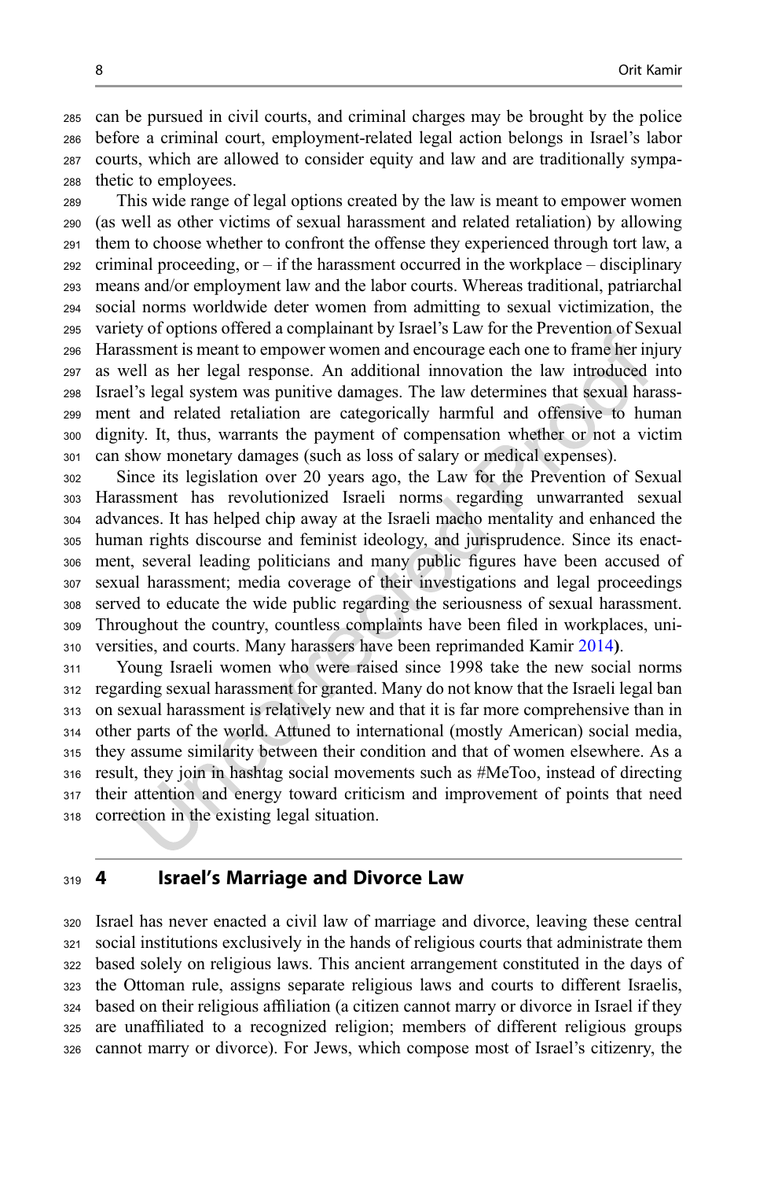can be pursued in civil courts, and criminal charges may be brought by the police before a criminal court, employment-related legal action belongs in Israel's labor courts, which are allowed to consider equity and law and are traditionally sympathetic to employees.

This wide range of legal options created by the law is meant to empower women (as well as other victims of sexual harassment and related retaliation) by allowing them to choose whether to confront the offense they experienced through tort law, a criminal proceeding, or – if the harassment occurred in the workplace – disciplinary means and/or employment law and the labor courts. Whereas traditional, patriarchal social norms worldwide deter women from admitting to sexual victimization, the variety of options offered a complainant by Israel's Law for the Prevention of Sexual Harassment is meant to empower women and encourage each one to frame her injury as well as her legal response. An additional innovation the law introduced into Israel's legal system was punitive damages. The law determines that sexual harassment and related retaliation are categorically harmful and offensive to human dignity. It, thus, warrants the payment of compensation whether or not a victim can show monetary damages (such as loss of salary or medical expenses).

Since its legislation over 20 years ago, the Law for the Prevention of Sexual Harassment has revolutionized Israeli norms regarding unwarranted sexual advances. It has helped chip away at the Israeli macho mentality and enhanced the human rights discourse and feminist ideology, and jurisprudence. Since its enactment, several leading politicians and many public figures have been accused of sexual harassment; media coverage of their investigations and legal proceedings served to educate the wide public regarding the seriousness of sexual harassment. Throughout the country, countless complaints have been filed in workplaces, universities, and courts. Many harassers have been reprimanded Kamir 2014).

Young Israeli women who were raised since 1998 take the new social norms regarding sexual harassment for granted. Many do not know that the Israeli legal ban on sexual harassment is relatively new and that it is far more comprehensive than in other parts of the world. Attuned to international (mostly American) social media, they assume similarity between their condition and that of women elsewhere. As a result, they join in hashtag social movements such as #MeToo, instead of directing their attention and energy toward criticism and improvement of points that need correction in the existing legal situation.

## 4 Israel's Marriage and Divorce Law

Israel has never enacted a civil law of marriage and divorce, leaving these central social institutions exclusively in the hands of religious courts that administrate them based solely on religious laws. This ancient arrangement constituted in the days of the Ottoman rule, assigns separate religious laws and courts to different Israelis, based on their religious affiliation (a citizen cannot marry or divorce in Israel if they are unaffiliated to a recognized religion; members of different religious groups cannot marry or divorce). For Jews, which compose most of Israel's citizenry, the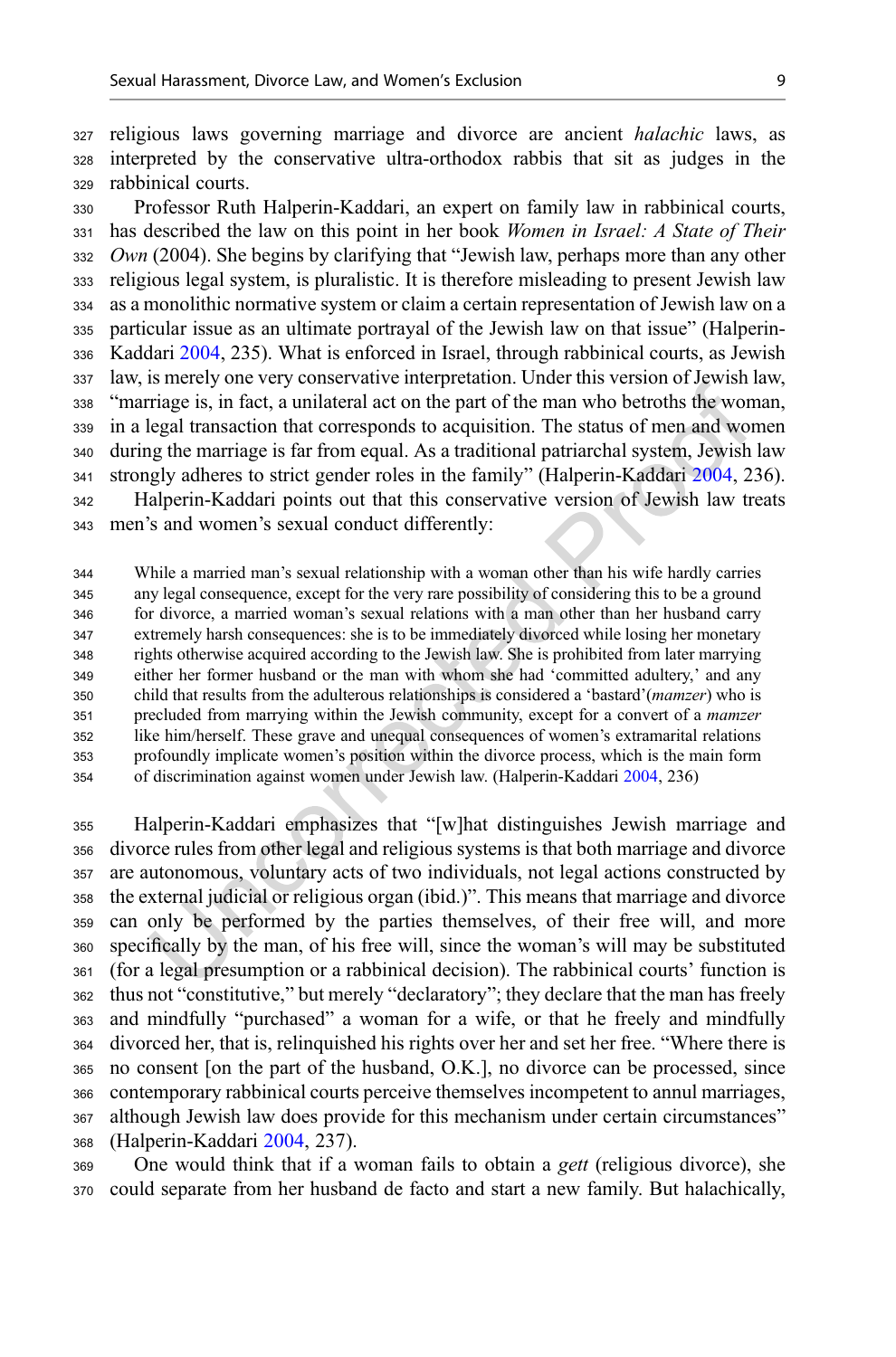religious laws governing marriage and divorce are ancient *halachic* laws, as interpreted by the conservative ultra-orthodox rabbis that sit as judges in the rabbinical courts.

Professor Ruth Halperin-Kaddari, an expert on family law in rabbinical courts, has described the law on this point in her book *Women in Israel: A State of Their Own* (2004). She begins by clarifying that "Jewish law, perhaps more than any other religious legal system, is pluralistic. It is therefore misleading to present Jewish law as a monolithic normative system or claim a certain representation of Jewish law on a particular issue as an ultimate portrayal of the Jewish law on that issue" (Halperin-Kaddari 2004, 235). What is enforced in Israel, through rabbinical courts, as Jewish law, is merely one very conservative interpretation. Under this version of Jewish law, "marriage is, in fact, a unilateral act on the part of the man who betroths the woman, in a legal transaction that corresponds to acquisition. The status of men and women during the marriage is far from equal. As a traditional patriarchal system, Jewish law strongly adheres to strict gender roles in the family" (Halperin-Kaddari 2004, 236).

Halperin-Kaddari points out that this conservative version of Jewish law treats men's and women's sexual conduct differently:

> While a married man's sexual relationship with a woman other than his wife hardly carries any legal consequence, except for the very rare possibility of considering this to be a ground for divorce, a married woman's sexual relations with a man other than her husband carry extremely harsh consequences: she is to be immediately divorced while losing her monetary rights otherwise acquired according to the Jewish law. She is prohibited from later marrying either her former husband or the man with whom she had 'committed adultery,' and any child that results from the adulterous relationships is considered a 'bastard'(*mamzer*) who is precluded from marrying within the Jewish community, except for a convert of a *mamzer* like him/herself. These grave and unequal consequences of women's extramarital relations profoundly implicate women's position within the divorce process, which is the main form of discrimination against women under Jewish law. (Halperin-Kaddari 2004, 236)

Halperin-Kaddari emphasizes that "[w]hat distinguishes Jewish marriage and divorce rules from other legal and religious systems is that both marriage and divorce are autonomous, voluntary acts of two individuals, not legal actions constructed by the external judicial or religious organ (ibid.)". This means that marriage and divorce can only be performed by the parties themselves, of their free will, and more specifically by the man, of his free will, since the woman's will may be substituted (for a legal presumption or a rabbinical decision). The rabbinical courts' function is thus not "constitutive," but merely "declaratory"; they declare that the man has freely and mindfully "purchased" a woman for a wife, or that he freely and mindfully divorced her, that is, relinquished his rights over her and set her free. "Where there is no consent [on the part of the husband, O.K.], no divorce can be processed, since contemporary rabbinical courts perceive themselves incompetent to annul marriages, although Jewish law does provide for this mechanism under certain circumstances" (Halperin-Kaddari 2004, 237).

One would think that if a woman fails to obtain a *gett* (religious divorce), she could separate from her husband de facto and start a new family. But halachically,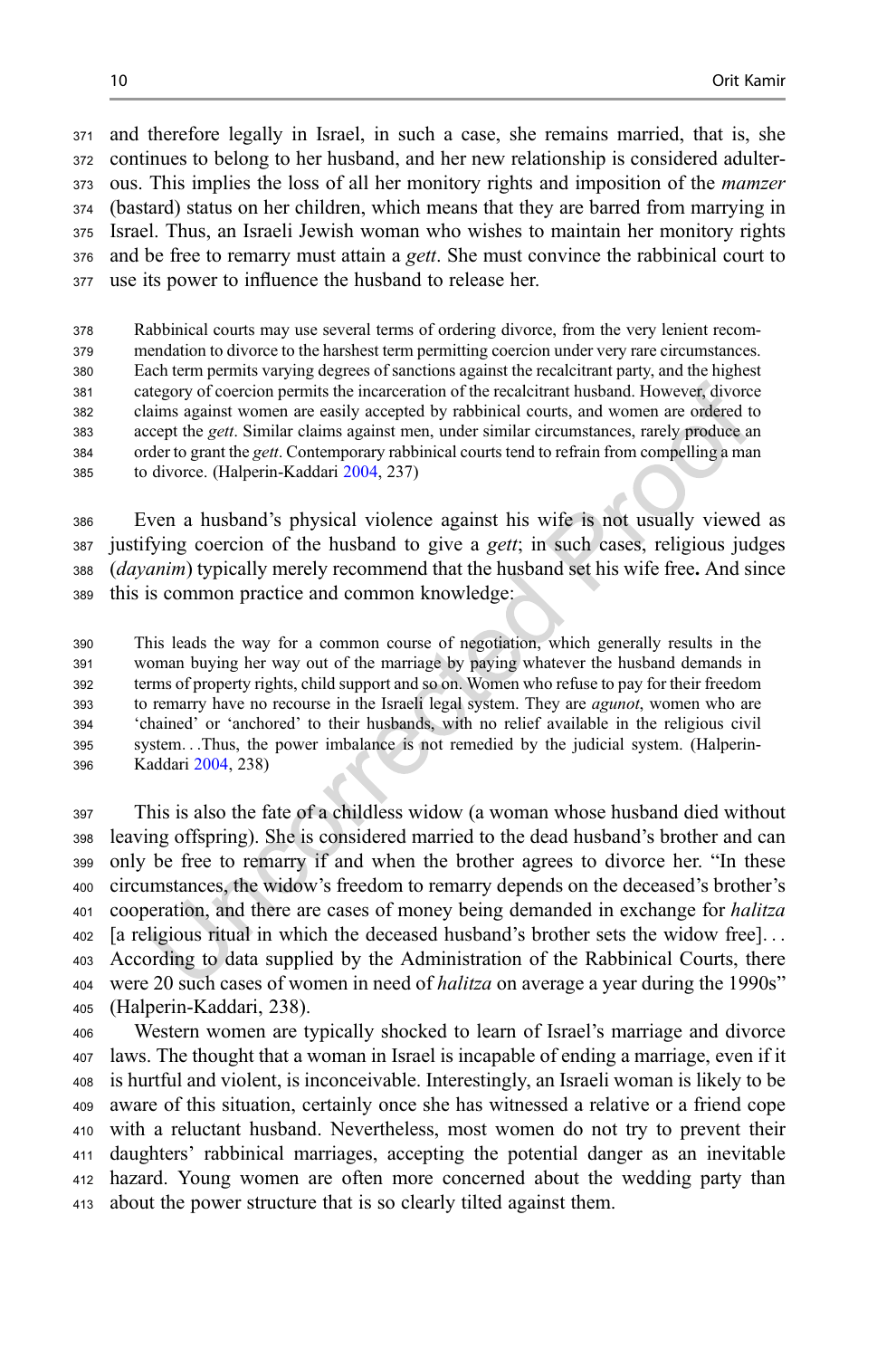and therefore legally in Israel, in such a case, she remains married, that is, she continues to belong to her husband, and her new relationship is considered adulterous. This implies the loss of all her monitory rights and imposition of the *mamzer* (bastard) status on her children, which means that they are barred from marrying in Israel. Thus, an Israeli Jewish woman who wishes to maintain her monitory rights and be free to remarry must attain a *gett*. She must convince the rabbinical court to use its power to influence the husband to release her.

> Rabbinical courts may use several terms of ordering divorce, from the very lenient recommendation to divorce to the harshest term permitting coercion under very rare circumstances. Each term permits varying degrees of sanctions against the recalcitrant party, and the highest category of coercion permits the incarceration of the recalcitrant husband. However, divorce claims against women are easily accepted by rabbinical courts, and women are ordered to accept the *gett*. Similar claims against men, under similar circumstances, rarely produce an order to grant the *gett*. Contemporary rabbinical courts tend to refrain from compelling a man to divorce. (Halperin-Kaddari 2004, 237)

Even a husband's physical violence against his wife is not usually viewed as justifying coercion of the husband to give a *gett*; in such cases, religious judges (*dayanim*) typically merely recommend that the husband set his wife free**.** And since this is common practice and common knowledge:

> This leads the way for a common course of negotiation, which generally results in the woman buying her way out of the marriage by paying whatever the husband demands in terms of property rights, child support and so on. Women who refuse to pay for their freedom to remarry have no recourse in the Israeli legal system. They are *agunot*, women who are 'chained' or 'anchored' to their husbands, with no relief available in the religious civil system. . .Thus, the power imbalance is not remedied by the judicial system. (Halperin-Kaddari 2004, 238)

This is also the fate of a childless widow (a woman whose husband died without leaving offspring). She is considered married to the dead husband's brother and can only be free to remarry if and when the brother agrees to divorce her. "In these circumstances, the widow's freedom to remarry depends on the deceased's brother's cooperation, and there are cases of money being demanded in exchange for *halitza* [a religious ritual in which the deceased husband's brother sets the widow free]. . . According to data supplied by the Administration of the Rabbinical Courts, there were 20 such cases of women in need of *halitza* on average a year during the 1990s" (Halperin-Kaddari, 238).

Western women are typically shocked to learn of Israel's marriage and divorce laws. The thought that a woman in Israel is incapable of ending a marriage, even if it is hurtful and violent, is inconceivable. Interestingly, an Israeli woman is likely to be aware of this situation, certainly once she has witnessed a relative or a friend cope with a reluctant husband. Nevertheless, most women do not try to prevent their daughters' rabbinical marriages, accepting the potential danger as an inevitable hazard. Young women are often more concerned about the wedding party than about the power structure that is so clearly tilted against them.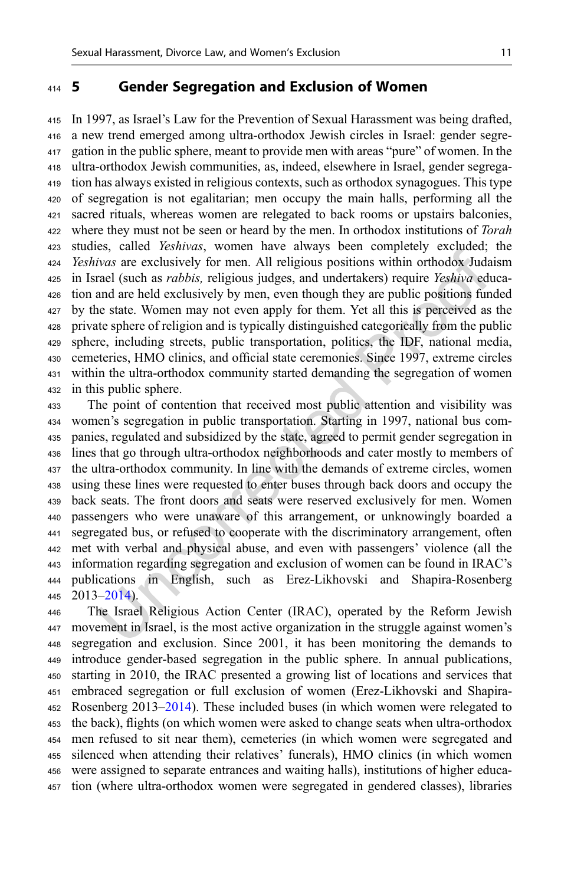## 5 Gender Segregation and Exclusion of Women

In 1997, as Israel's Law for the Prevention of Sexual Harassment was being drafted, a new trend emerged among ultra-orthodox Jewish circles in Israel: gender segregation in the public sphere, meant to provide men with areas "pure" of women. In the ultra-orthodox Jewish communities, as, indeed, elsewhere in Israel, gender segregation has always existed in religious contexts, such as orthodox synagogues. This type of segregation is not egalitarian; men occupy the main halls, performing all the sacred rituals, whereas women are relegated to back rooms or upstairs balconies, where they must not be seen or heard by the men. In orthodox institutions of *Torah* studies, called *Yeshivas*, women have always been completely excluded; the *Yeshivas* are exclusively for men. All religious positions within orthodox Judaism in Israel (such as *rabbis,* religious judges, and undertakers) require *Yeshiva* education and are held exclusively by men, even though they are public positions funded by the state. Women may not even apply for them. Yet all this is perceived as the private sphere of religion and is typically distinguished categorically from the public sphere, including streets, public transportation, politics, the IDF, national media, cemeteries, HMO clinics, and official state ceremonies. Since 1997, extreme circles within the ultra-orthodox community started demanding the segregation of women in this public sphere.

The point of contention that received most public attention and visibility was women's segregation in public transportation. Starting in 1997, national bus companies, regulated and subsidized by the state, agreed to permit gender segregation in lines that go through ultra-orthodox neighborhoods and cater mostly to members of the ultra-orthodox community. In line with the demands of extreme circles, women using these lines were requested to enter buses through back doors and occupy the back seats. The front doors and seats were reserved exclusively for men. Women passengers who were unaware of this arrangement, or unknowingly boarded a segregated bus, or refused to cooperate with the discriminatory arrangement, often met with verbal and physical abuse, and even with passengers' violence (all the information regarding segregation and exclusion of women can be found in IRAC's publications in English, such as Erez-Likhovski and Shapira-Rosenberg 2013–2014).

The Israel Religious Action Center (IRAC), operated by the Reform Jewish movement in Israel, is the most active organization in the struggle against women's segregation and exclusion. Since 2001, it has been monitoring the demands to introduce gender-based segregation in the public sphere. In annual publications, starting in 2010, the IRAC presented a growing list of locations and services that embraced segregation or full exclusion of women (Erez-Likhovski and Shapira-Rosenberg 2013–2014). These included buses (in which women were relegated to the back), flights (on which women were asked to change seats when ultra-orthodox men refused to sit near them), cemeteries (in which women were segregated and silenced when attending their relatives' funerals), HMO clinics (in which women were assigned to separate entrances and waiting halls), institutions of higher education (where ultra-orthodox women were segregated in gendered classes), libraries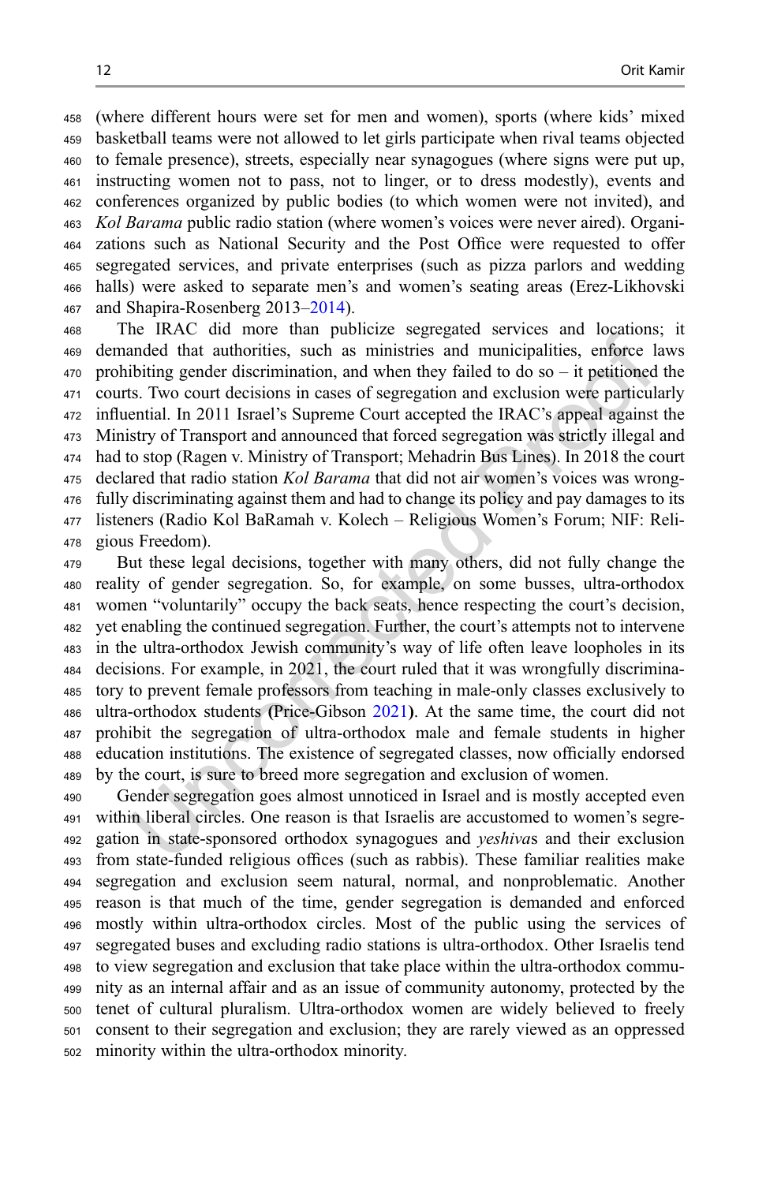(where different hours were set for men and women), sports (where kids' mixed basketball teams were not allowed to let girls participate when rival teams objected to female presence), streets, especially near synagogues (where signs were put up, instructing women not to pass, not to linger, or to dress modestly), events and conferences organized by public bodies (to which women were not invited), and *Kol Barama* public radio station (where women's voices were never aired). Organizations such as National Security and the Post Office were requested to offer segregated services, and private enterprises (such as pizza parlors and wedding halls) were asked to separate men's and women's seating areas (Erez-Likhovski and Shapira-Rosenberg 2013–2014).

The IRAC did more than publicize segregated services and locations; it demanded that authorities, such as ministries and municipalities, enforce laws prohibiting gender discrimination, and when they failed to do so – it petitioned the courts. Two court decisions in cases of segregation and exclusion were particularly influential. In 2011 Israel's Supreme Court accepted the IRAC's appeal against the Ministry of Transport and announced that forced segregation was strictly illegal and had to stop (Ragen v. Ministry of Transport; Mehadrin Bus Lines). In 2018 the court declared that radio station *Kol Barama* that did not air women's voices was wrongfully discriminating against them and had to change its policy and pay damages to its listeners (Radio Kol BaRamah v. Kolech – Religious Women's Forum; NIF: Religious Freedom).

But these legal decisions, together with many others, did not fully change the reality of gender segregation. So, for example, on some busses, ultra-orthodox women "voluntarily" occupy the back seats, hence respecting the court's decision, yet enabling the continued segregation. Further, the court's attempts not to intervene in the ultra-orthodox Jewish community's way of life often leave loopholes in its decisions. For example, in 2021, the court ruled that it was wrongfully discriminatory to prevent female professors from teaching in male-only classes exclusively to ultra-orthodox students (Price-Gibson 2021). At the same time, the court did not prohibit the segregation of ultra-orthodox male and female students in higher education institutions. The existence of segregated classes, now officially endorsed by the court, is sure to breed more segregation and exclusion of women.

Gender segregation goes almost unnoticed in Israel and is mostly accepted even within liberal circles. One reason is that Israelis are accustomed to women's segregation in state-sponsored orthodox synagogues and *yeshiva*s and their exclusion from state-funded religious offices (such as rabbis). These familiar realities make segregation and exclusion seem natural, normal, and nonproblematic. Another reason is that much of the time, gender segregation is demanded and enforced mostly within ultra-orthodox circles. Most of the public using the services of segregated buses and excluding radio stations is ultra-orthodox. Other Israelis tend to view segregation and exclusion that take place within the ultra-orthodox community as an internal affair and as an issue of community autonomy, protected by the tenet of cultural pluralism. Ultra-orthodox women are widely believed to freely consent to their segregation and exclusion; they are rarely viewed as an oppressed minority within the ultra-orthodox minority.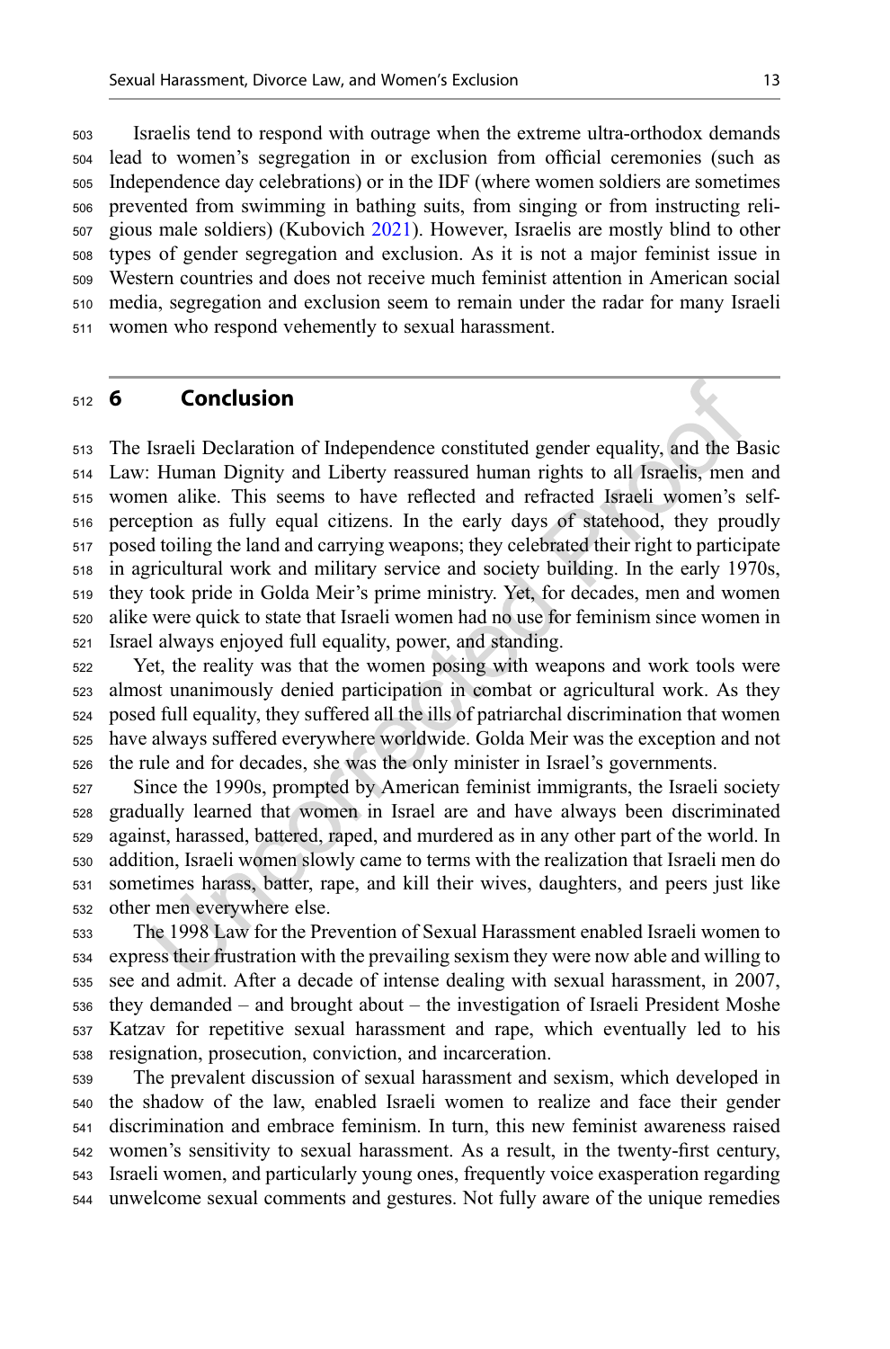Israelis tend to respond with outrage when the extreme ultra-orthodox demands lead to women's segregation in or exclusion from official ceremonies (such as Independence day celebrations) or in the IDF (where women soldiers are sometimes prevented from swimming in bathing suits, from singing or from instructing religious male soldiers) (Kubovich 2021). However, Israelis are mostly blind to other types of gender segregation and exclusion. As it is not a major feminist issue in Western countries and does not receive much feminist attention in American social media, segregation and exclusion seem to remain under the radar for many Israeli women who respond vehemently to sexual harassment.

## 6 Conclusion

The Israeli Declaration of Independence constituted gender equality, and the Basic Law: Human Dignity and Liberty reassured human rights to all Israelis, men and women alike. This seems to have reflected and refracted Israeli women's self-perception as fully equal citizens. In the early days of statehood, they proudly posed toiling the land and carrying weapons; they celebrated their right to participate in agricultural work and military service and society building. In the early 1970s, they took pride in Golda Meir's prime ministry. Yet, for decades, men and women alike were quick to state that Israeli women had no use for feminism since women in Israel always enjoyed full equality, power, and standing.

Yet, the reality was that the women posing with weapons and work tools were almost unanimously denied participation in combat or agricultural work. As they posed full equality, they suffered all the ills of patriarchal discrimination that women have always suffered everywhere worldwide. Golda Meir was the exception and not the rule and for decades, she was the only minister in Israel's governments.

Since the 1990s, prompted by American feminist immigrants, the Israeli society gradually learned that women in Israel are and have always been discriminated against, harassed, battered, raped, and murdered as in any other part of the world. In addition, Israeli women slowly came to terms with the realization that Israeli men do sometimes harass, batter, rape, and kill their wives, daughters, and peers just like other men everywhere else.

The 1998 Law for the Prevention of Sexual Harassment enabled Israeli women to express their frustration with the prevailing sexism they were now able and willing to see and admit. After a decade of intense dealing with sexual harassment, in 2007, they demanded – and brought about – the investigation of Israeli President Moshe Katzav for repetitive sexual harassment and rape, which eventually led to his resignation, prosecution, conviction, and incarceration.

The prevalent discussion of sexual harassment and sexism, which developed in the shadow of the law, enabled Israeli women to realize and face their gender discrimination and embrace feminism. In turn, this new feminist awareness raised women's sensitivity to sexual harassment. As a result, in the twenty-first century, Israeli women, and particularly young ones, frequently voice exasperation regarding unwelcome sexual comments and gestures. Not fully aware of the unique remedies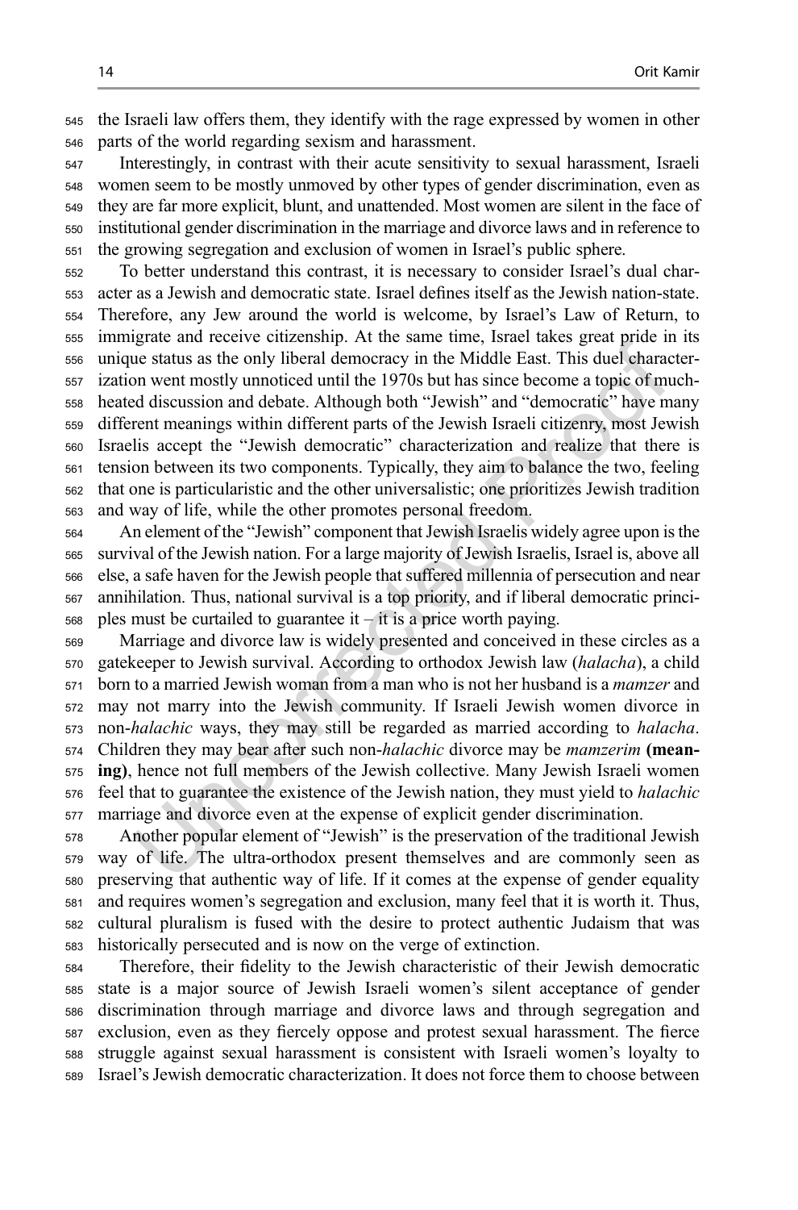the Israeli law offers them, they identify with the rage expressed by women in other parts of the world regarding sexism and harassment.

Interestingly, in contrast with their acute sensitivity to sexual harassment, Israeli women seem to be mostly unmoved by other types of gender discrimination, even as they are far more explicit, blunt, and unattended. Most women are silent in the face of institutional gender discrimination in the marriage and divorce laws and in reference to the growing segregation and exclusion of women in Israel's public sphere.

To better understand this contrast, it is necessary to consider Israel's dual character as a Jewish and democratic state. Israel defines itself as the Jewish nation-state. Therefore, any Jew around the world is welcome, by Israel's Law of Return, to immigrate and receive citizenship. At the same time, Israel takes great pride in its unique status as the only liberal democracy in the Middle East. This duel characterization went mostly unnoticed until the 1970s but has since become a topic of much-heated discussion and debate. Although both "Jewish" and "democratic" have many different meanings within different parts of the Jewish Israeli citizenry, most Jewish Israelis accept the "Jewish democratic" characterization and realize that there is tension between its two components. Typically, they aim to balance the two, feeling that one is particularistic and the other universalistic; one prioritizes Jewish tradition and way of life, while the other promotes personal freedom.

An element of the "Jewish" component that Jewish Israelis widely agree upon is the survival of the Jewish nation. For a large majority of Jewish Israelis, Israel is, above all else, a safe haven for the Jewish people that suffered millennia of persecution and near annihilation. Thus, national survival is a top priority, and if liberal democratic principles must be curtailed to guarantee it – it is a price worth paying.

Marriage and divorce law is widely presented and conceived in these circles as a gatekeeper to Jewish survival. According to orthodox Jewish law (*halacha*), a child born to a married Jewish woman from a man who is not her husband is a *mamzer* and may not marry into the Jewish community. If Israeli Jewish women divorce in non-*halachic* ways, they may still be regarded as married according to *halacha*. Children they may bear after such non-*halachic* divorce may be *mamzerim* **(meaning)**, hence not full members of the Jewish collective. Many Jewish Israeli women feel that to guarantee the existence of the Jewish nation, they must yield to *halachic* marriage and divorce even at the expense of explicit gender discrimination.

Another popular element of "Jewish" is the preservation of the traditional Jewish way of life. The ultra-orthodox present themselves and are commonly seen as preserving that authentic way of life. If it comes at the expense of gender equality and requires women's segregation and exclusion, many feel that it is worth it. Thus, cultural pluralism is fused with the desire to protect authentic Judaism that was historically persecuted and is now on the verge of extinction.

Therefore, their fidelity to the Jewish characteristic of their Jewish democratic state is a major source of Jewish Israeli women's silent acceptance of gender discrimination through marriage and divorce laws and through segregation and exclusion, even as they fiercely oppose and protest sexual harassment. The fierce struggle against sexual harassment is consistent with Israeli women's loyalty to Israel's Jewish democratic characterization. It does not force them to choose between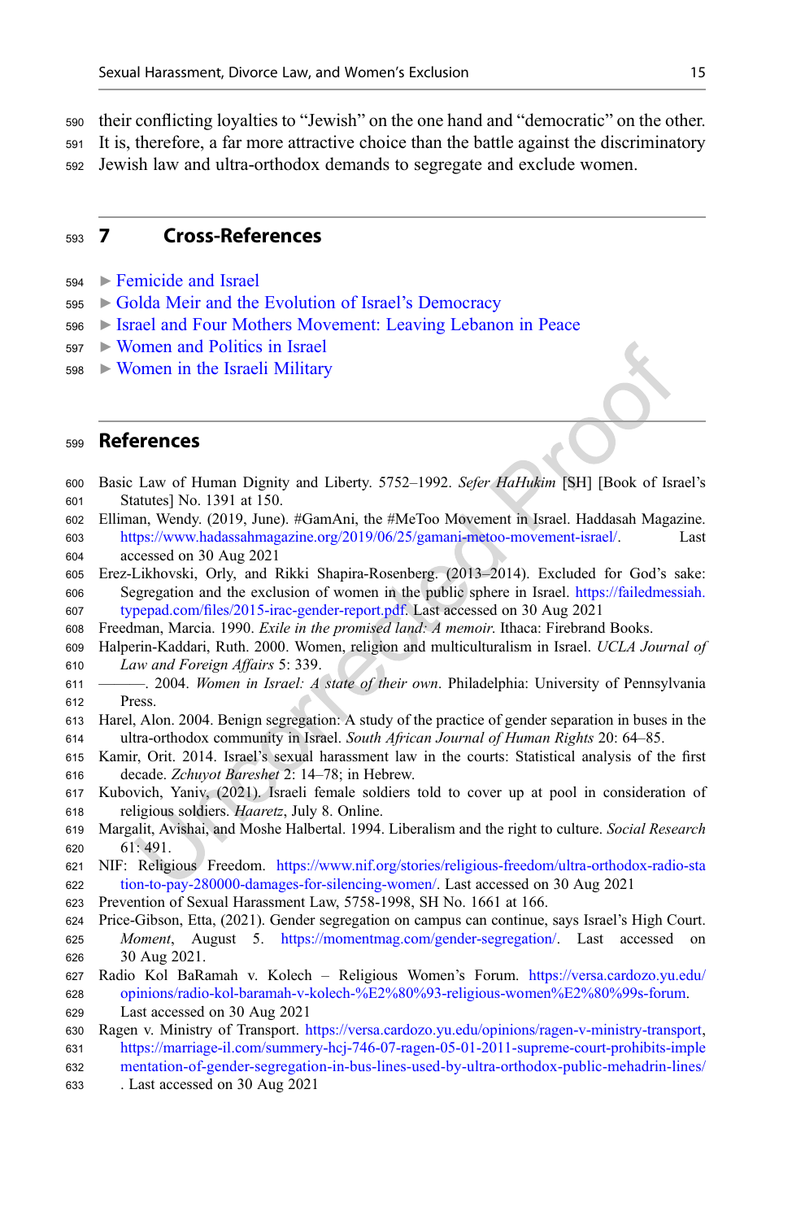their conflicting loyalties to "Jewish" on the one hand and "democratic" on the other. It is, therefore, a far more attractive choice than the battle against the discriminatory Jewish law and ultra-orthodox demands to segregate and exclude women.

## 7 Cross-References

- ▶ Femicide and Israel
- ▶ Golda Meir and the Evolution of Israel's Democracy
- ▶ Israel and Four Mothers Movement: Leaving Lebanon in Peace
- ▶ Women and Politics in Israel
- ▶ Women in the Israeli Military

## References

Basic Law of Human Dignity and Liberty. 5752–1992. *Sefer HaHukim* [SH] [Book of Israel's Statutes] No. 1391 at 150.

Elliman, Wendy. (2019, June). #GamAni, the #MeToo Movement in Israel. Haddasah Magazine. https://www.hadassahmagazine.org/2019/06/25/gamani-metoo-movement-israel/. Last accessed on 30 Aug 2021

Erez-Likhovski, Orly, and Rikki Shapira-Rosenberg. (2013–2014). Excluded for God's sake: Segregation and the exclusion of women in the public sphere in Israel. https://failedmessiah.typepad.com/files/2015-irac-gender-report.pdf. Last accessed on 30 Aug 2021

Freedman, Marcia. 1990. *Exile in the promised land: A memoir*. Ithaca: Firebrand Books.

Halperin-Kaddari, Ruth. 2000. Women, religion and multiculturalism in Israel. *UCLA Journal of Law and Foreign Affairs* 5: 339.

———. 2004. *Women in Israel: A state of their own*. Philadelphia: University of Pennsylvania Press.

Harel, Alon. 2004. Benign segregation: A study of the practice of gender separation in buses in the ultra-orthodox community in Israel. *South African Journal of Human Rights* 20: 64–85.

Kamir, Orit. 2014. Israel's sexual harassment law in the courts: Statistical analysis of the first decade. *Zchuyot Bareshet* 2: 14–78; in Hebrew.

Kubovich, Yaniv, (2021). Israeli female soldiers told to cover up at pool in consideration of religious soldiers. *Haaretz*, July 8. Online.

Margalit, Avishai, and Moshe Halbertal. 1994. Liberalism and the right to culture. *Social Research* 61: 491.

NIF: Religious Freedom. https://www.nif.org/stories/religious-freedom/ultra-orthodox-radio-station-to-pay-280000-damages-for-silencing-women/. Last accessed on 30 Aug 2021

Prevention of Sexual Harassment Law, 5758-1998, SH No. 1661 at 166.

Price-Gibson, Etta, (2021). Gender segregation on campus can continue, says Israel's High Court. *Moment*, August 5. https://momentmag.com/gender-segregation/. Last accessed on 30 Aug 2021.

Radio Kol BaRamah v. Kolech – Religious Women's Forum. https://versa.cardozo.yu.edu/opinions/radio-kol-baramah-v-kolech-%E2%80%93-religious-women%E2%80%99s-forum. Last accessed on 30 Aug 2021

Ragen v. Ministry of Transport. https://versa.cardozo.yu.edu/opinions/ragen-v-ministry-transport, https://marriage-il.com/summery-hcj-746-07-ragen-05-01-2011-supreme-court-prohibits-implementation-of-gender-segregation-in-bus-lines-used-by-ultra-orthodox-public-mehadrin-lines/. Last accessed on 30 Aug 2021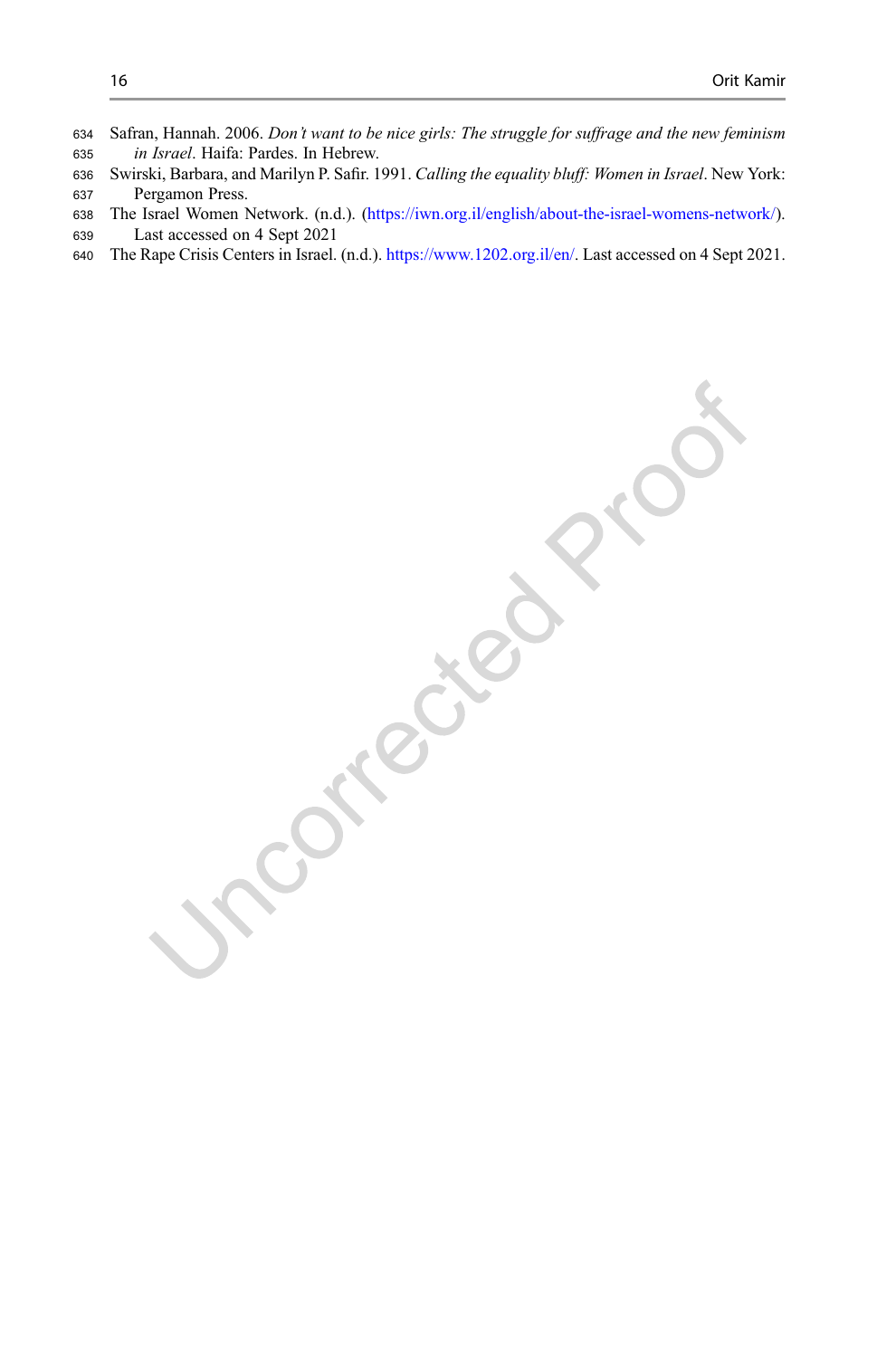Safran, Hannah. 2006. *Don't want to be nice girls: The struggle for suffrage and the new feminism in Israel*. Haifa: Pardes. In Hebrew.

Swirski, Barbara, and Marilyn P. Safir. 1991. *Calling the equality bluff: Women in Israel*. New York: Pergamon Press.

The Israel Women Network. (n.d.). (https://iwn.org.il/english/about-the-israel-womens-network/). Last accessed on 4 Sept 2021

The Rape Crisis Centers in Israel. (n.d.). https://www.1202.org.il/en/. Last accessed on 4 Sept 2021.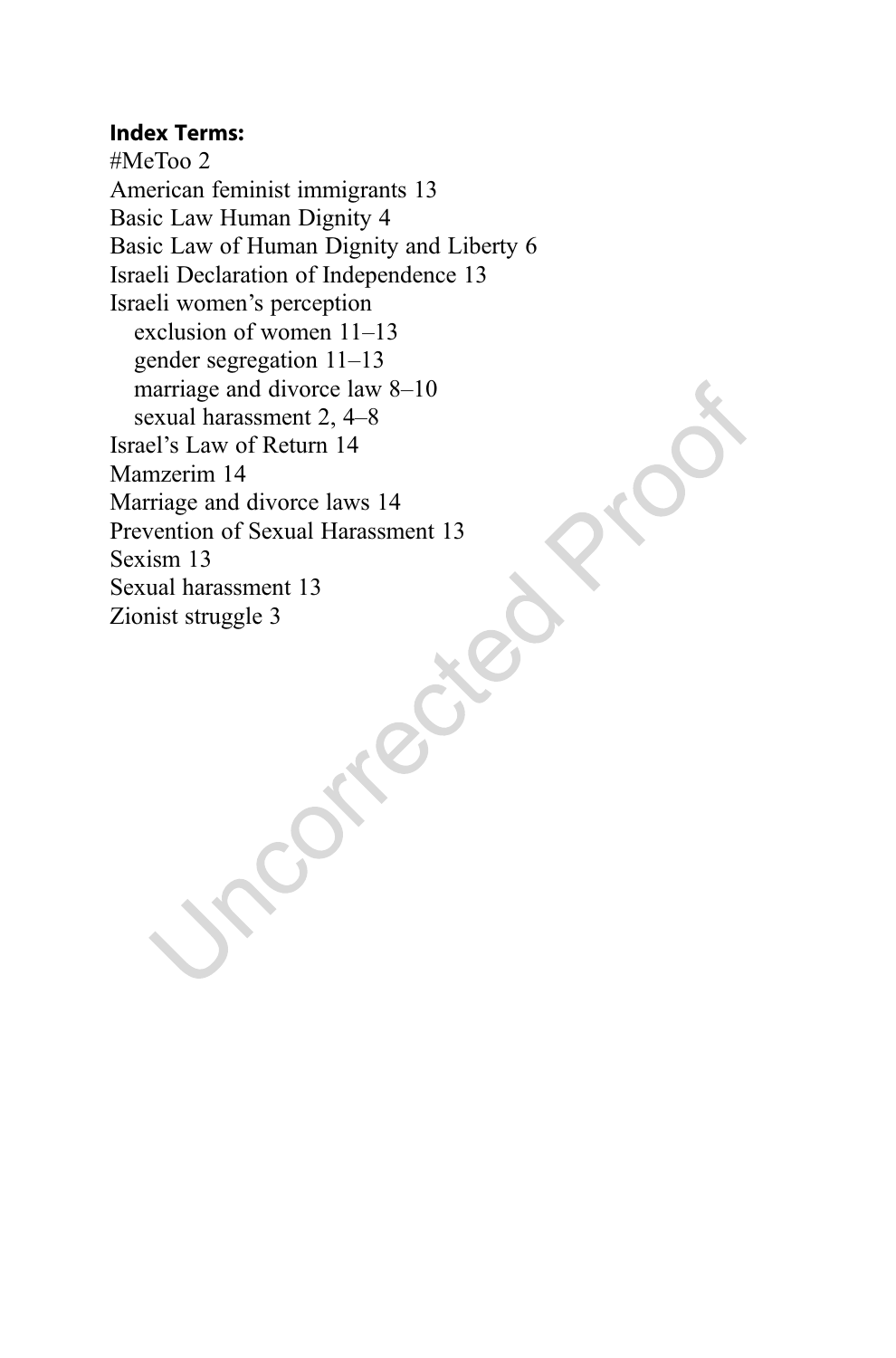**Index Terms:**

#MeToo 2
American feminist immigrants 13
Basic Law Human Dignity 4
Basic Law of Human Dignity and Liberty 6
Israeli Declaration of Independence 13
Israeli women's perception
  exclusion of women 11–13
  gender segregation 11–13
  marriage and divorce law 8–10
  sexual harassment 2, 4–8
Israel's Law of Return 14
Mamzerim 14
Marriage and divorce laws 14
Prevention of Sexual Harassment 13
Sexism 13
Sexual harassment 13
Zionist struggle 3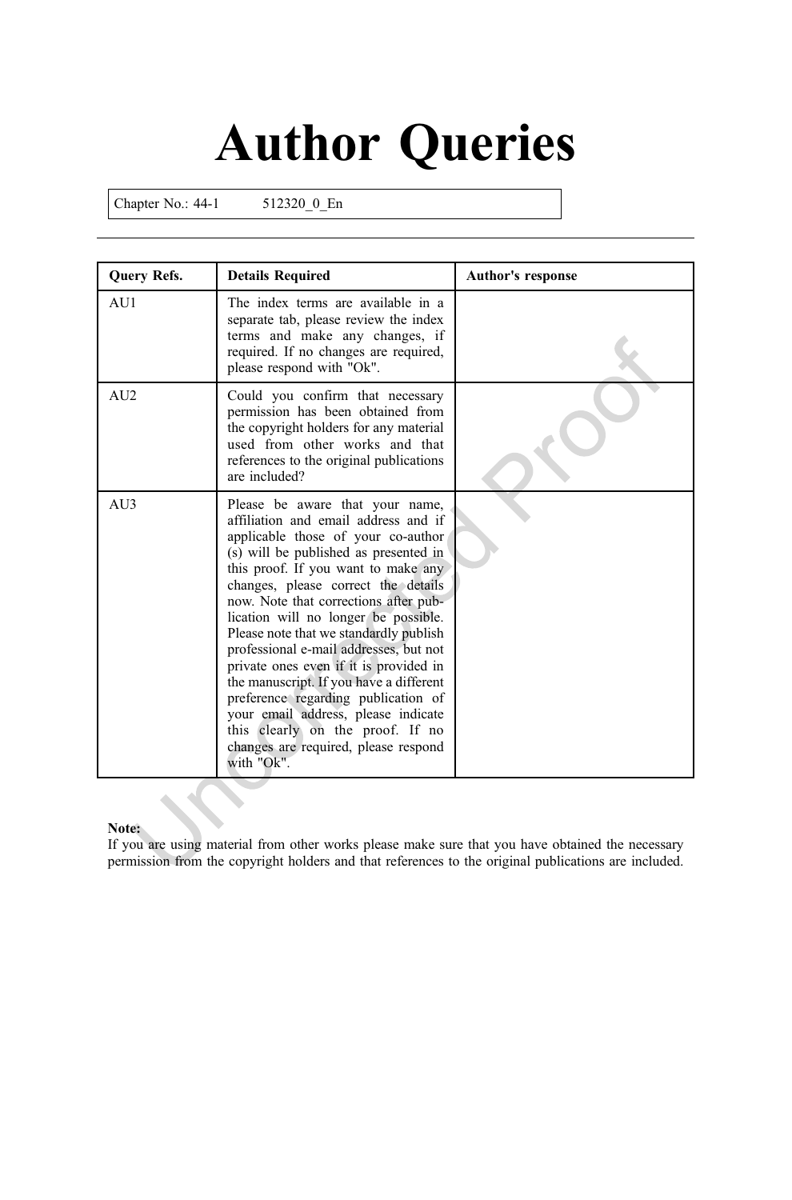# Author Queries

Chapter No.: 44-1 512320_0_En

| Query Refs. | Details Required | Author's response |
| --- | --- | --- |
| AU1 | The index terms are available in a separate tab, please review the index terms and make any changes, if required. If no changes are required, please respond with "Ok". | |
| AU2 | Could you confirm that necessary permission has been obtained from the copyright holders for any material used from other works and that references to the original publications are included? | |
| AU3 | Please be aware that your name, affiliation and email address and if applicable those of your co-author (s) will be published as presented in this proof. If you want to make any changes, please correct the details now. Note that corrections after publication will no longer be possible. Please note that we standardly publish professional e-mail addresses, but not private ones even if it is provided in the manuscript. If you have a different preference regarding publication of your email address, please indicate this clearly on the proof. If no changes are required, please respond with "Ok". | |

**Note:**
If you are using material from other works please make sure that you have obtained the necessary permission from the copyright holders and that references to the original publications are included.